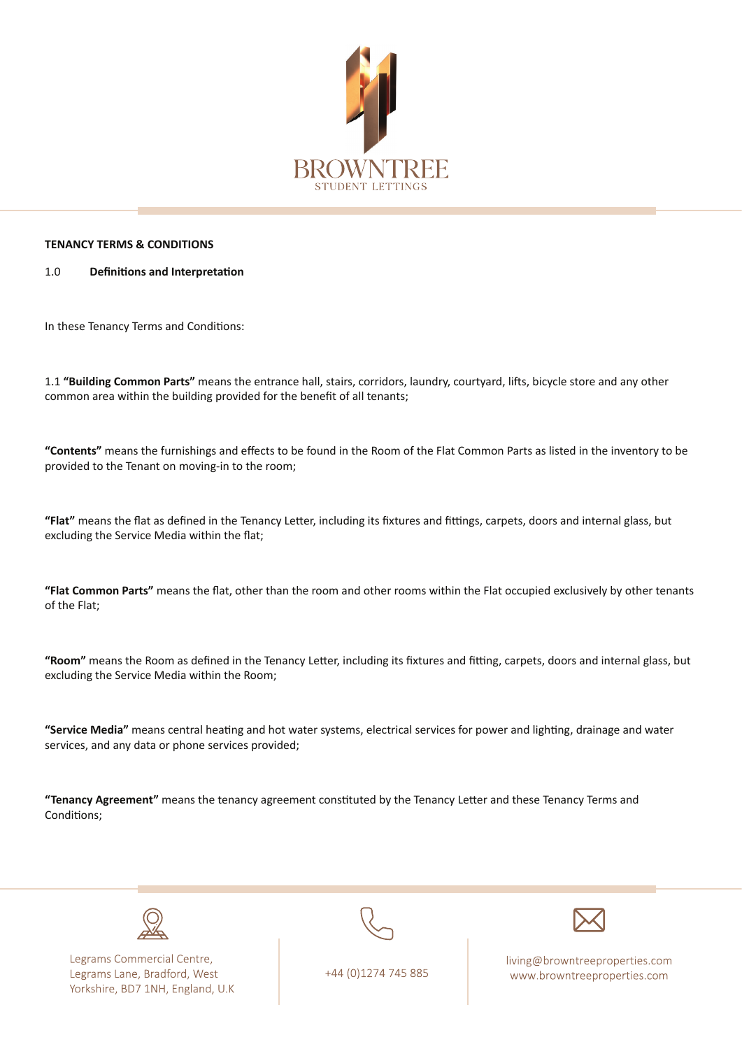**TENANCY TERMS & CONDITIONS**

1.0 **Definitions and Interpretation**

In these Tenancy Terms and Conditions:

1.1 **"Building Common Parts"** means the entrance hall, stairs, corridors, laundry, courtyard, lifts, bicycle store and any other common area within the building provided for the benefit of all tenants;

**"Contents"** means the furnishings and effects to be found in the Room of the Flat Common Parts as listed in the inventory to be provided to the Tenant on moving-in to the room;

**"Flat"** means the flat as defined in the Tenancy Letter, including its fixtures and fittings, carpets, doors and internal glass, but excluding the Service Media within the flat;

**"Flat Common Parts"** means the flat, other than the room and other rooms within the Flat occupied exclusively by other tenants of the Flat;

**"Room"** means the Room as defined in the Tenancy Letter, including its fixtures and fitting, carpets, doors and internal glass, but excluding the Service Media within the Room;

**"Service Media"** means central heating and hot water systems, electrical services for power and lighting, drainage and water services, and any data or phone services provided;

**"Tenancy Agreement"** means the tenancy agreement constituted by the Tenancy Letter and these Tenancy Terms and Conditions;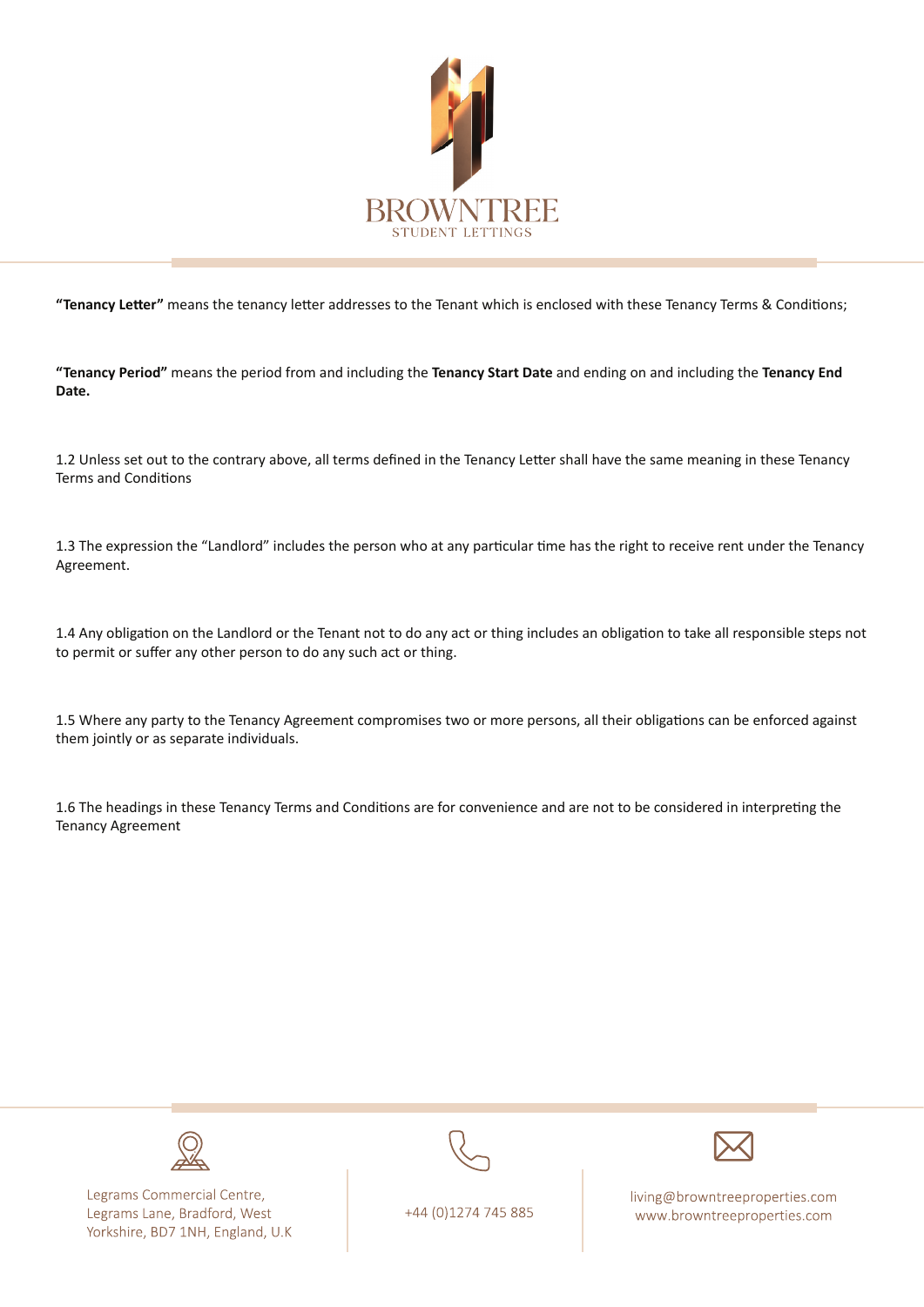**"Tenancy Letter"** means the tenancy letter addresses to the Tenant which is enclosed with these Tenancy Terms & Conditions;

**"Tenancy Period"** means the period from and including the **Tenancy Start Date** and ending on and including the **Tenancy End Date.**

1.2 Unless set out to the contrary above, all terms defined in the Tenancy Letter shall have the same meaning in these Tenancy Terms and Conditions

1.3 The expression the "Landlord" includes the person who at any particular time has the right to receive rent under the Tenancy Agreement.

1.4 Any obligation on the Landlord or the Tenant not to do any act or thing includes an obligation to take all responsible steps not to permit or suffer any other person to do any such act or thing.

1.5 Where any party to the Tenancy Agreement compromises two or more persons, all their obligations can be enforced against them jointly or as separate individuals.

1.6 The headings in these Tenancy Terms and Conditions are for convenience and are not to be considered in interpreting the Tenancy Agreement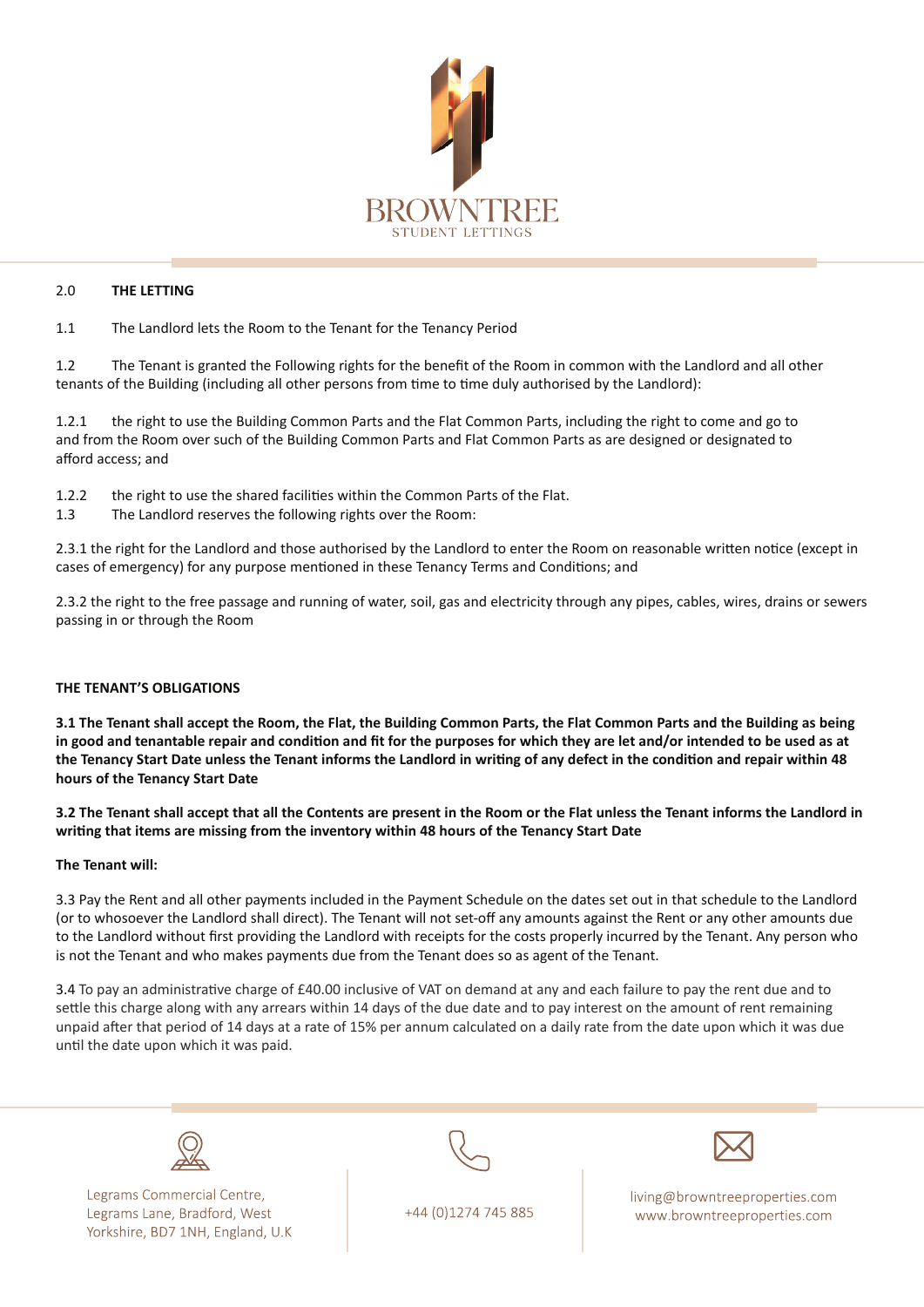2.0 **THE LETTING**

1.1 The Landlord lets the Room to the Tenant for the Tenancy Period

1.2 The Tenant is granted the Following rights for the benefit of the Room in common with the Landlord and all other tenants of the Building (including all other persons from time to time duly authorised by the Landlord):

1.2.1 the right to use the Building Common Parts and the Flat Common Parts, including the right to come and go to and from the Room over such of the Building Common Parts and Flat Common Parts as are designed or designated to afford access; and

1.2.2 the right to use the shared facilities within the Common Parts of the Flat.

1.3 The Landlord reserves the following rights over the Room:

2.3.1 the right for the Landlord and those authorised by the Landlord to enter the Room on reasonable written notice (except in cases of emergency) for any purpose mentioned in these Tenancy Terms and Conditions; and

2.3.2 the right to the free passage and running of water, soil, gas and electricity through any pipes, cables, wires, drains or sewers passing in or through the Room

**THE TENANT'S OBLIGATIONS**

**3.1 The Tenant shall accept the Room, the Flat, the Building Common Parts, the Flat Common Parts and the Building as being in good and tenantable repair and condition and fit for the purposes for which they are let and/or intended to be used as at the Tenancy Start Date unless the Tenant informs the Landlord in writing of any defect in the condition and repair within 48 hours of the Tenancy Start Date**

**3.2 The Tenant shall accept that all the Contents are present in the Room or the Flat unless the Tenant informs the Landlord in writing that items are missing from the inventory within 48 hours of the Tenancy Start Date**

**The Tenant will:**

3.3 Pay the Rent and all other payments included in the Payment Schedule on the dates set out in that schedule to the Landlord (or to whosoever the Landlord shall direct). The Tenant will not set-off any amounts against the Rent or any other amounts due to the Landlord without first providing the Landlord with receipts for the costs properly incurred by the Tenant. Any person who is not the Tenant and who makes payments due from the Tenant does so as agent of the Tenant.

3.4 To pay an administrative charge of £40.00 inclusive of VAT on demand at any and each failure to pay the rent due and to settle this charge along with any arrears within 14 days of the due date and to pay interest on the amount of rent remaining unpaid after that period of 14 days at a rate of 15% per annum calculated on a daily rate from the date upon which it was due until the date upon which it was paid.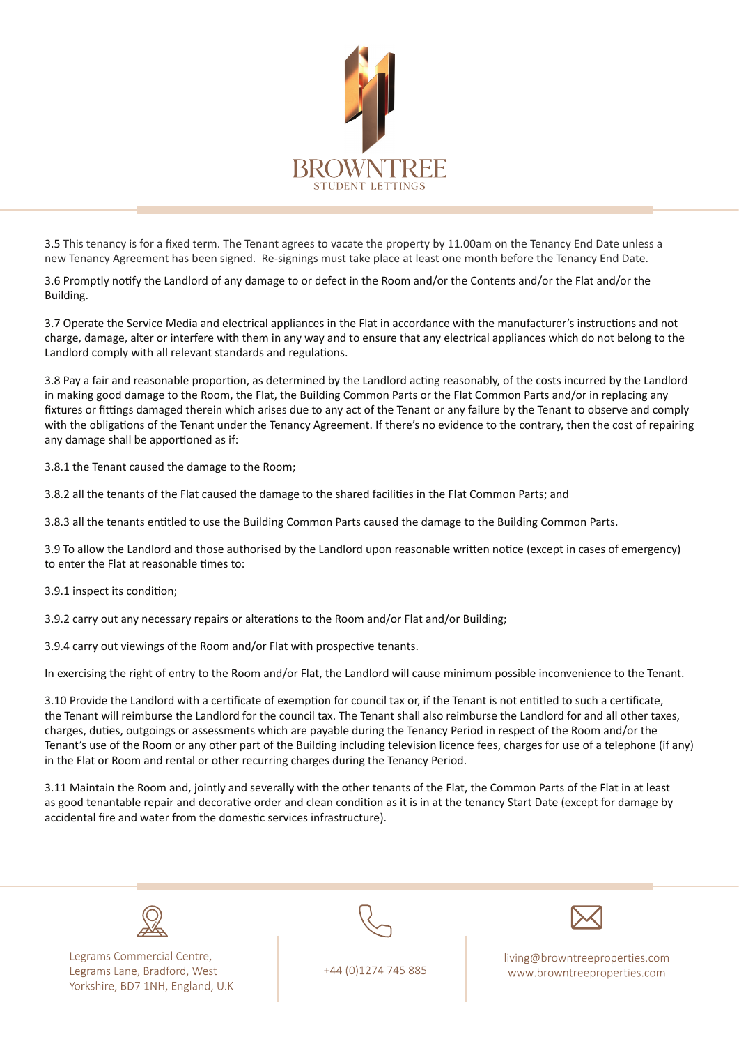3.5 This tenancy is for a fixed term. The Tenant agrees to vacate the property by 11.00am on the Tenancy End Date unless a new Tenancy Agreement has been signed. Re-signings must take place at least one month before the Tenancy End Date.

3.6 Promptly notify the Landlord of any damage to or defect in the Room and/or the Contents and/or the Flat and/or the Building.

3.7 Operate the Service Media and electrical appliances in the Flat in accordance with the manufacturer's instructions and not charge, damage, alter or interfere with them in any way and to ensure that any electrical appliances which do not belong to the Landlord comply with all relevant standards and regulations.

3.8 Pay a fair and reasonable proportion, as determined by the Landlord acting reasonably, of the costs incurred by the Landlord in making good damage to the Room, the Flat, the Building Common Parts or the Flat Common Parts and/or in replacing any fixtures or fittings damaged therein which arises due to any act of the Tenant or any failure by the Tenant to observe and comply with the obligations of the Tenant under the Tenancy Agreement. If there's no evidence to the contrary, then the cost of repairing any damage shall be apportioned as if:

3.8.1 the Tenant caused the damage to the Room;

3.8.2 all the tenants of the Flat caused the damage to the shared facilities in the Flat Common Parts; and

3.8.3 all the tenants entitled to use the Building Common Parts caused the damage to the Building Common Parts.

3.9 To allow the Landlord and those authorised by the Landlord upon reasonable written notice (except in cases of emergency) to enter the Flat at reasonable times to:

3.9.1 inspect its condition;

3.9.2 carry out any necessary repairs or alterations to the Room and/or Flat and/or Building;

3.9.4 carry out viewings of the Room and/or Flat with prospective tenants.

In exercising the right of entry to the Room and/or Flat, the Landlord will cause minimum possible inconvenience to the Tenant.

3.10 Provide the Landlord with a certificate of exemption for council tax or, if the Tenant is not entitled to such a certificate, the Tenant will reimburse the Landlord for the council tax. The Tenant shall also reimburse the Landlord for and all other taxes, charges, duties, outgoings or assessments which are payable during the Tenancy Period in respect of the Room and/or the Tenant's use of the Room or any other part of the Building including television licence fees, charges for use of a telephone (if any) in the Flat or Room and rental or other recurring charges during the Tenancy Period.

3.11 Maintain the Room and, jointly and severally with the other tenants of the Flat, the Common Parts of the Flat in at least as good tenantable repair and decorative order and clean condition as it is in at the tenancy Start Date (except for damage by accidental fire and water from the domestic services infrastructure).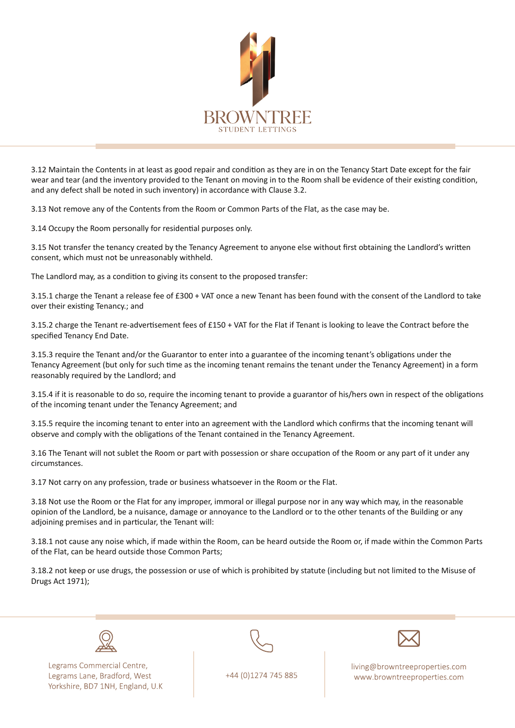3.12 Maintain the Contents in at least as good repair and condition as they are in on the Tenancy Start Date except for the fair wear and tear (and the inventory provided to the Tenant on moving in to the Room shall be evidence of their existing condition, and any defect shall be noted in such inventory) in accordance with Clause 3.2.

3.13 Not remove any of the Contents from the Room or Common Parts of the Flat, as the case may be.

3.14 Occupy the Room personally for residential purposes only.

3.15 Not transfer the tenancy created by the Tenancy Agreement to anyone else without first obtaining the Landlord's written consent, which must not be unreasonably withheld.

The Landlord may, as a condition to giving its consent to the proposed transfer:

3.15.1 charge the Tenant a release fee of £300 + VAT once a new Tenant has been found with the consent of the Landlord to take over their existing Tenancy.; and

3.15.2 charge the Tenant re-advertisement fees of £150 + VAT for the Flat if Tenant is looking to leave the Contract before the specified Tenancy End Date.

3.15.3 require the Tenant and/or the Guarantor to enter into a guarantee of the incoming tenant's obligations under the Tenancy Agreement (but only for such time as the incoming tenant remains the tenant under the Tenancy Agreement) in a form reasonably required by the Landlord; and

3.15.4 if it is reasonable to do so, require the incoming tenant to provide a guarantor of his/hers own in respect of the obligations of the incoming tenant under the Tenancy Agreement; and

3.15.5 require the incoming tenant to enter into an agreement with the Landlord which confirms that the incoming tenant will observe and comply with the obligations of the Tenant contained in the Tenancy Agreement.

3.16 The Tenant will not sublet the Room or part with possession or share occupation of the Room or any part of it under any circumstances.

3.17 Not carry on any profession, trade or business whatsoever in the Room or the Flat.

3.18 Not use the Room or the Flat for any improper, immoral or illegal purpose nor in any way which may, in the reasonable opinion of the Landlord, be a nuisance, damage or annoyance to the Landlord or to the other tenants of the Building or any adjoining premises and in particular, the Tenant will:

3.18.1 not cause any noise which, if made within the Room, can be heard outside the Room or, if made within the Common Parts of the Flat, can be heard outside those Common Parts;

3.18.2 not keep or use drugs, the possession or use of which is prohibited by statute (including but not limited to the Misuse of Drugs Act 1971);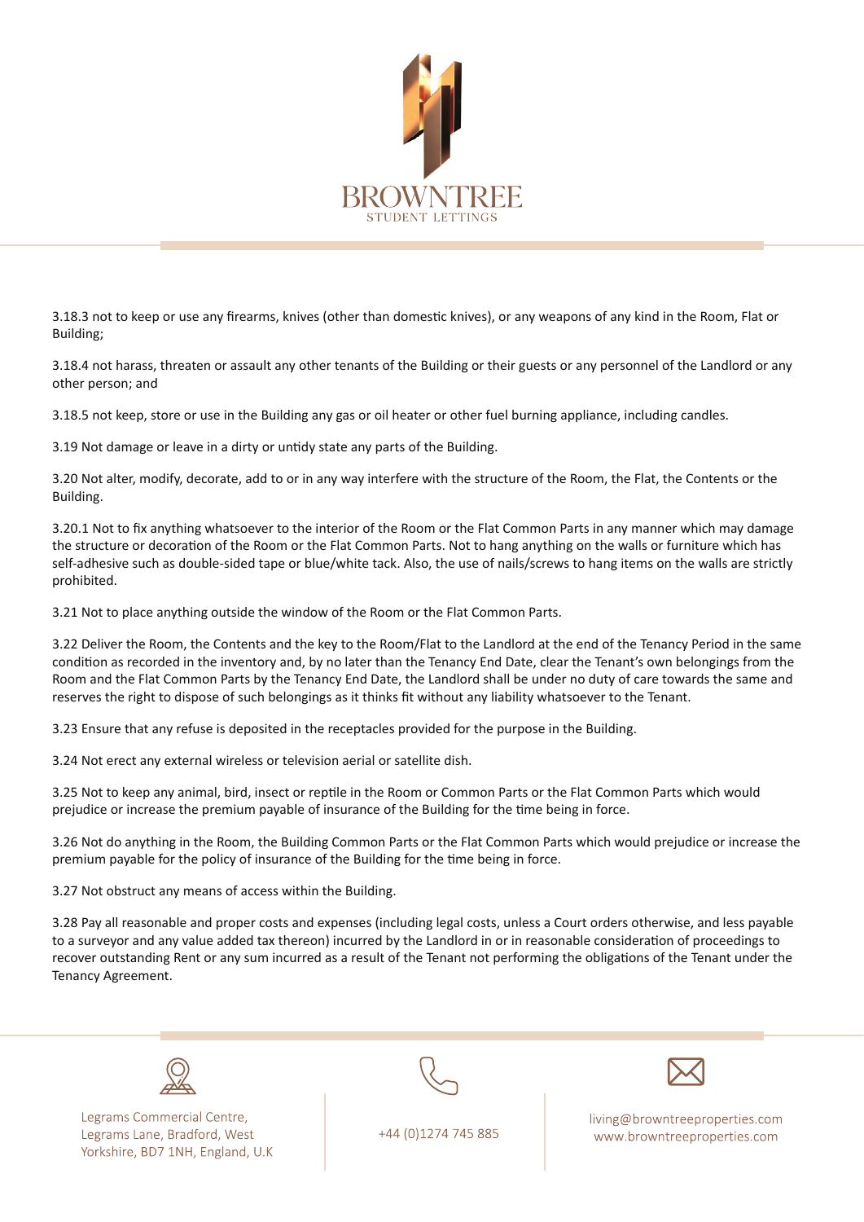3.18.3 not to keep or use any firearms, knives (other than domestic knives), or any weapons of any kind in the Room, Flat or Building;

3.18.4 not harass, threaten or assault any other tenants of the Building or their guests or any personnel of the Landlord or any other person; and

3.18.5 not keep, store or use in the Building any gas or oil heater or other fuel burning appliance, including candles.

3.19 Not damage or leave in a dirty or untidy state any parts of the Building.

3.20 Not alter, modify, decorate, add to or in any way interfere with the structure of the Room, the Flat, the Contents or the Building.

3.20.1 Not to fix anything whatsoever to the interior of the Room or the Flat Common Parts in any manner which may damage the structure or decoration of the Room or the Flat Common Parts. Not to hang anything on the walls or furniture which has self-adhesive such as double-sided tape or blue/white tack. Also, the use of nails/screws to hang items on the walls are strictly prohibited.

3.21 Not to place anything outside the window of the Room or the Flat Common Parts.

3.22 Deliver the Room, the Contents and the key to the Room/Flat to the Landlord at the end of the Tenancy Period in the same condition as recorded in the inventory and, by no later than the Tenancy End Date, clear the Tenant's own belongings from the Room and the Flat Common Parts by the Tenancy End Date, the Landlord shall be under no duty of care towards the same and reserves the right to dispose of such belongings as it thinks fit without any liability whatsoever to the Tenant.

3.23 Ensure that any refuse is deposited in the receptacles provided for the purpose in the Building.

3.24 Not erect any external wireless or television aerial or satellite dish.

3.25 Not to keep any animal, bird, insect or reptile in the Room or Common Parts or the Flat Common Parts which would prejudice or increase the premium payable of insurance of the Building for the time being in force.

3.26 Not do anything in the Room, the Building Common Parts or the Flat Common Parts which would prejudice or increase the premium payable for the policy of insurance of the Building for the time being in force.

3.27 Not obstruct any means of access within the Building.

3.28 Pay all reasonable and proper costs and expenses (including legal costs, unless a Court orders otherwise, and less payable to a surveyor and any value added tax thereon) incurred by the Landlord in or in reasonable consideration of proceedings to recover outstanding Rent or any sum incurred as a result of the Tenant not performing the obligations of the Tenant under the Tenancy Agreement.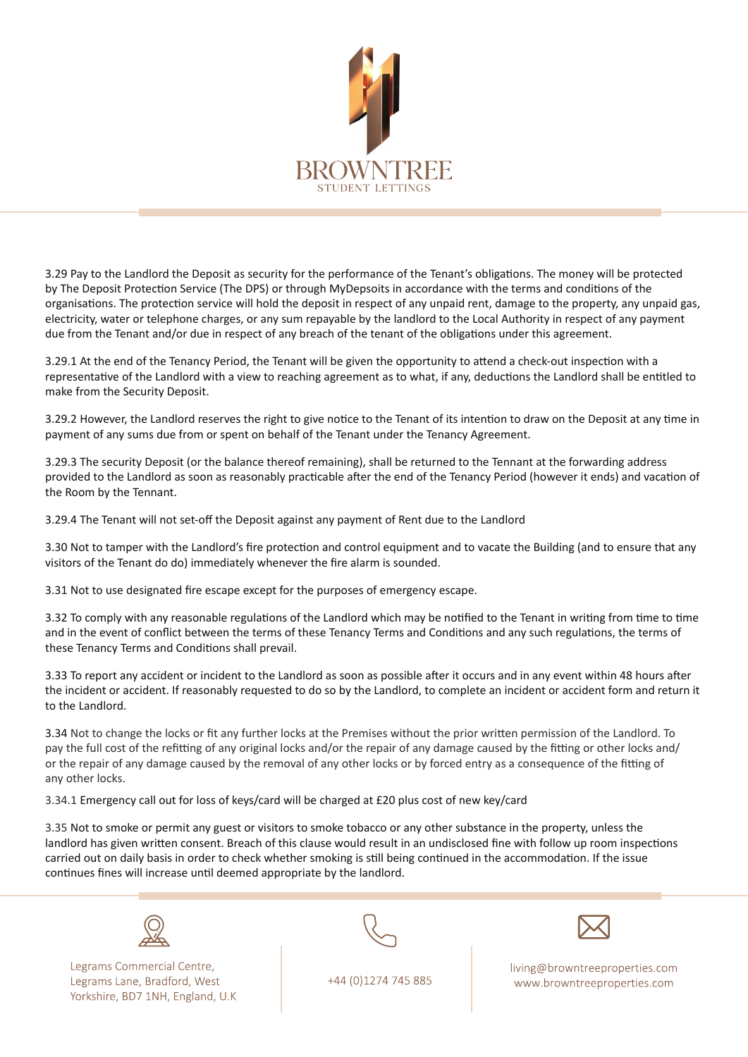3.29 Pay to the Landlord the Deposit as security for the performance of the Tenant's obligations. The money will be protected by The Deposit Protection Service (The DPS) or through MyDepsoits in accordance with the terms and conditions of the organisations. The protection service will hold the deposit in respect of any unpaid rent, damage to the property, any unpaid gas, electricity, water or telephone charges, or any sum repayable by the landlord to the Local Authority in respect of any payment due from the Tenant and/or due in respect of any breach of the tenant of the obligations under this agreement.

3.29.1 At the end of the Tenancy Period, the Tenant will be given the opportunity to attend a check-out inspection with a representative of the Landlord with a view to reaching agreement as to what, if any, deductions the Landlord shall be entitled to make from the Security Deposit.

3.29.2 However, the Landlord reserves the right to give notice to the Tenant of its intention to draw on the Deposit at any time in payment of any sums due from or spent on behalf of the Tenant under the Tenancy Agreement.

3.29.3 The security Deposit (or the balance thereof remaining), shall be returned to the Tennant at the forwarding address provided to the Landlord as soon as reasonably practicable after the end of the Tenancy Period (however it ends) and vacation of the Room by the Tennant.

3.29.4 The Tenant will not set-off the Deposit against any payment of Rent due to the Landlord

3.30 Not to tamper with the Landlord's fire protection and control equipment and to vacate the Building (and to ensure that any visitors of the Tenant do do) immediately whenever the fire alarm is sounded.

3.31 Not to use designated fire escape except for the purposes of emergency escape.

3.32 To comply with any reasonable regulations of the Landlord which may be notified to the Tenant in writing from time to time and in the event of conflict between the terms of these Tenancy Terms and Conditions and any such regulations, the terms of these Tenancy Terms and Conditions shall prevail.

3.33 To report any accident or incident to the Landlord as soon as possible after it occurs and in any event within 48 hours after the incident or accident. If reasonably requested to do so by the Landlord, to complete an incident or accident form and return it to the Landlord.

3.34 Not to change the locks or fit any further locks at the Premises without the prior written permission of the Landlord. To pay the full cost of the refitting of any original locks and/or the repair of any damage caused by the fitting or other locks and/or the repair of any damage caused by the removal of any other locks or by forced entry as a consequence of the fitting of any other locks.

3.34.1 Emergency call out for loss of keys/card will be charged at £20 plus cost of new key/card

3.35 Not to smoke or permit any guest or visitors to smoke tobacco or any other substance in the property, unless the landlord has given written consent. Breach of this clause would result in an undisclosed fine with follow up room inspections carried out on daily basis in order to check whether smoking is still being continued in the accommodation. If the issue continues fines will increase until deemed appropriate by the landlord.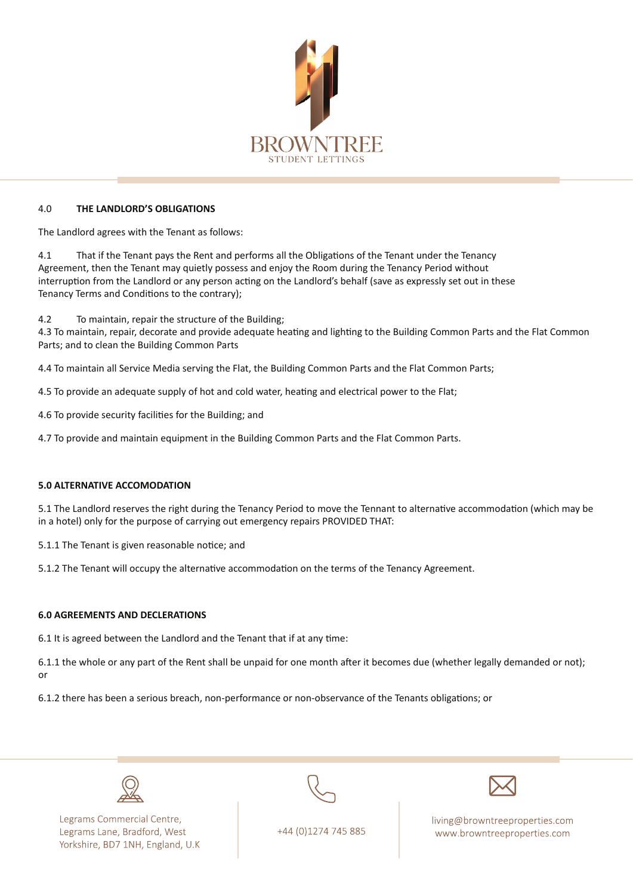## 4.0 THE LANDLORD'S OBLIGATIONS

The Landlord agrees with the Tenant as follows:

4.1 That if the Tenant pays the Rent and performs all the Obligations of the Tenant under the Tenancy Agreement, then the Tenant may quietly possess and enjoy the Room during the Tenancy Period without interruption from the Landlord or any person acting on the Landlord's behalf (save as expressly set out in these Tenancy Terms and Conditions to the contrary);

4.2 To maintain, repair the structure of the Building;

4.3 To maintain, repair, decorate and provide adequate heating and lighting to the Building Common Parts and the Flat Common Parts; and to clean the Building Common Parts

4.4 To maintain all Service Media serving the Flat, the Building Common Parts and the Flat Common Parts;

4.5 To provide an adequate supply of hot and cold water, heating and electrical power to the Flat;

4.6 To provide security facilities for the Building; and

4.7 To provide and maintain equipment in the Building Common Parts and the Flat Common Parts.

## 5.0 ALTERNATIVE ACCOMODATION

5.1 The Landlord reserves the right during the Tenancy Period to move the Tennant to alternative accommodation (which may be in a hotel) only for the purpose of carrying out emergency repairs PROVIDED THAT:

5.1.1 The Tenant is given reasonable notice; and

5.1.2 The Tenant will occupy the alternative accommodation on the terms of the Tenancy Agreement.

## 6.0 AGREEMENTS AND DECLERATIONS

6.1 It is agreed between the Landlord and the Tenant that if at any time:

6.1.1 the whole or any part of the Rent shall be unpaid for one month after it becomes due (whether legally demanded or not); or

6.1.2 there has been a serious breach, non-performance or non-observance of the Tenants obligations; or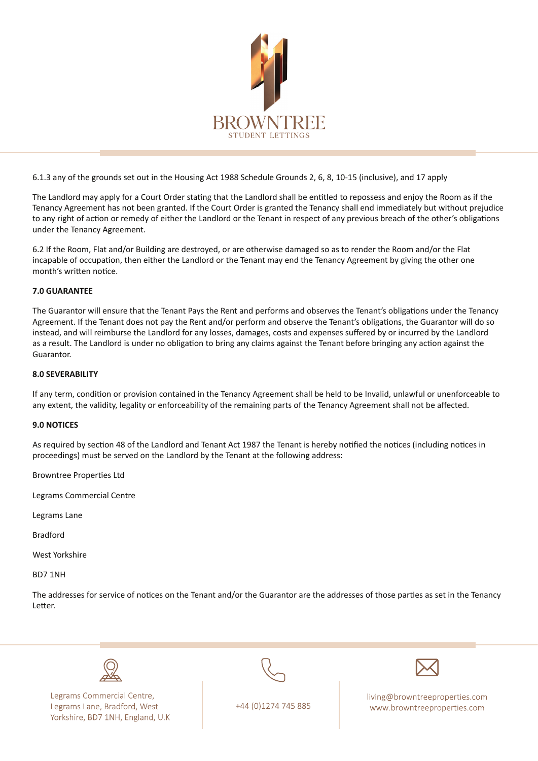6.1.3 any of the grounds set out in the Housing Act 1988 Schedule Grounds 2, 6, 8, 10-15 (inclusive), and 17 apply

The Landlord may apply for a Court Order stating that the Landlord shall be entitled to repossess and enjoy the Room as if the Tenancy Agreement has not been granted. If the Court Order is granted the Tenancy shall end immediately but without prejudice to any right of action or remedy of either the Landlord or the Tenant in respect of any previous breach of the other's obligations under the Tenancy Agreement.

6.2 If the Room, Flat and/or Building are destroyed, or are otherwise damaged so as to render the Room and/or the Flat incapable of occupation, then either the Landlord or the Tenant may end the Tenancy Agreement by giving the other one month's written notice.

**7.0 GUARANTEE**

The Guarantor will ensure that the Tenant Pays the Rent and performs and observes the Tenant's obligations under the Tenancy Agreement. If the Tenant does not pay the Rent and/or perform and observe the Tenant's obligations, the Guarantor will do so instead, and will reimburse the Landlord for any losses, damages, costs and expenses suffered by or incurred by the Landlord as a result. The Landlord is under no obligation to bring any claims against the Tenant before bringing any action against the Guarantor.

**8.0 SEVERABILITY**

If any term, condition or provision contained in the Tenancy Agreement shall be held to be Invalid, unlawful or unenforceable to any extent, the validity, legality or enforceability of the remaining parts of the Tenancy Agreement shall not be affected.

**9.0 NOTICES**

As required by section 48 of the Landlord and Tenant Act 1987 the Tenant is hereby notified the notices (including notices in proceedings) must be served on the Landlord by the Tenant at the following address:

Browntree Properties Ltd

Legrams Commercial Centre

Legrams Lane

Bradford

West Yorkshire

BD7 1NH

The addresses for service of notices on the Tenant and/or the Guarantor are the addresses of those parties as set in the Tenancy Letter.